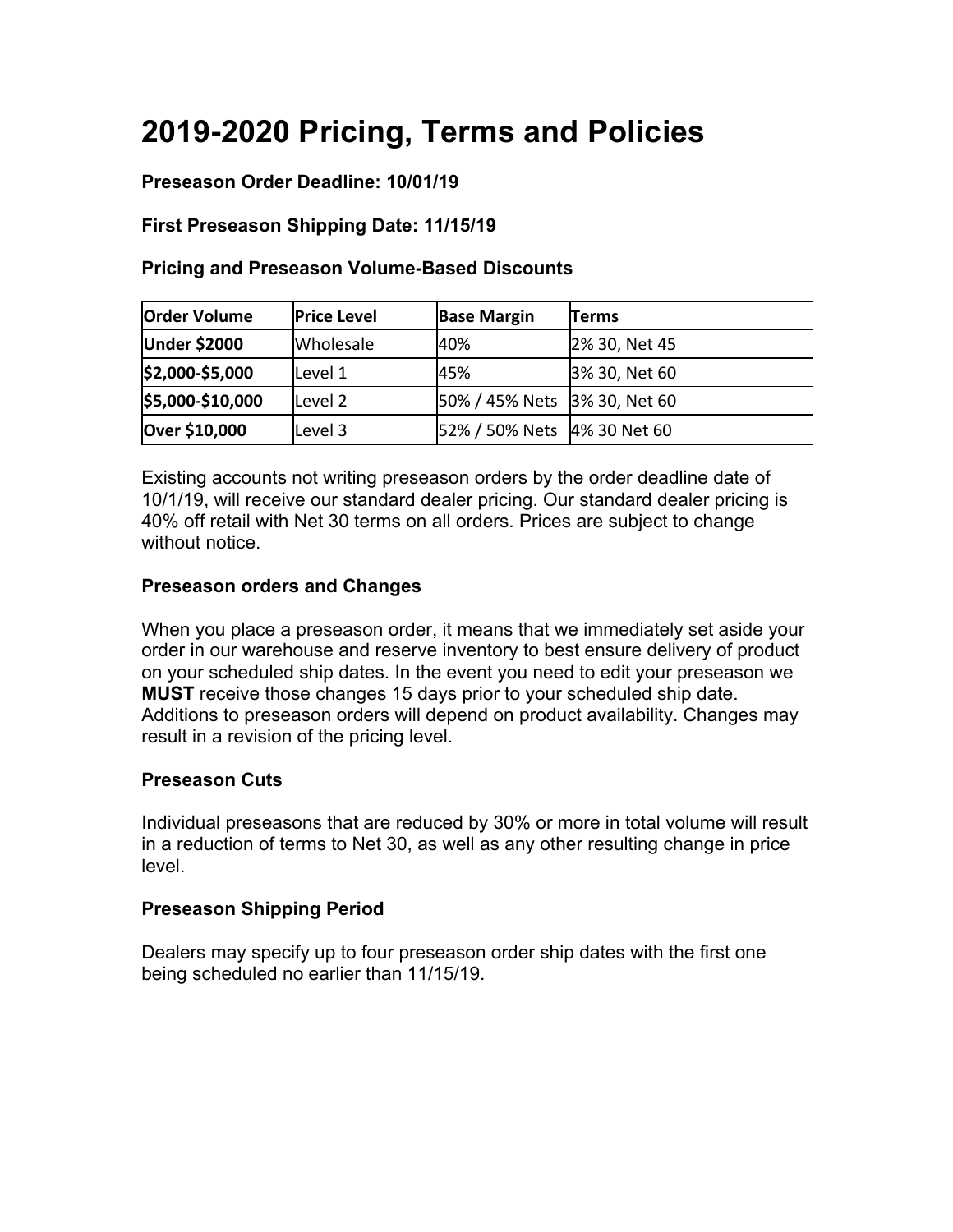# 2019-2020 Pricing, Terms and Policies

**Preseason Order Deadline: 10/01/19**

**First Preseason Shipping Date: 11/15/19**

**Pricing and Preseason Volume-Based Discounts**

| Order Volume | Price Level | Base Margin | Terms |
|---|---|---|---|
| **Under $2000** | Wholesale | 40% | 2% 30, Net 45 |
| **$2,000-$5,000** | Level 1 | 45% | 3% 30, Net 60 |
| **$5,000-$10,000** | Level 2 | 50% / 45% Nets | 3% 30, Net 60 |
| **Over $10,000** | Level 3 | 52% / 50% Nets | 4% 30 Net 60 |

Existing accounts not writing preseason orders by the order deadline date of 10/1/19, will receive our standard dealer pricing. Our standard dealer pricing is 40% off retail with Net 30 terms on all orders. Prices are subject to change without notice.

**Preseason orders and Changes**

When you place a preseason order, it means that we immediately set aside your order in our warehouse and reserve inventory to best ensure delivery of product on your scheduled ship dates. In the event you need to edit your preseason we **MUST** receive those changes 15 days prior to your scheduled ship date. Additions to preseason orders will depend on product availability. Changes may result in a revision of the pricing level.

**Preseason Cuts**

Individual preseasons that are reduced by 30% or more in total volume will result in a reduction of terms to Net 30, as well as any other resulting change in price level.

**Preseason Shipping Period**

Dealers may specify up to four preseason order ship dates with the first one being scheduled no earlier than 11/15/19.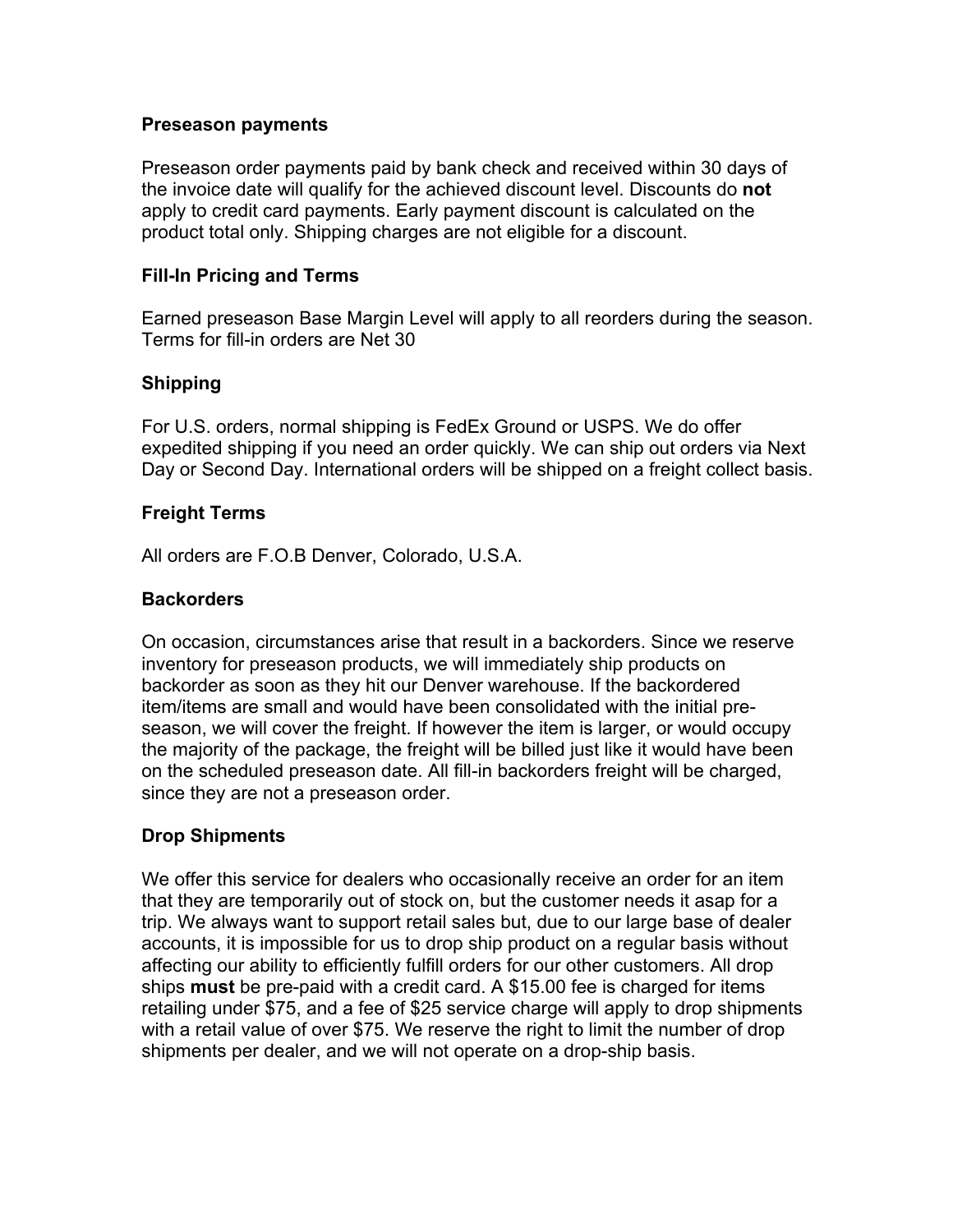**Preseason payments**

Preseason order payments paid by bank check and received within 30 days of the invoice date will qualify for the achieved discount level. Discounts do **not** apply to credit card payments. Early payment discount is calculated on the product total only. Shipping charges are not eligible for a discount.

**Fill-In Pricing and Terms**

Earned preseason Base Margin Level will apply to all reorders during the season. Terms for fill-in orders are Net 30

**Shipping**

For U.S. orders, normal shipping is FedEx Ground or USPS. We do offer expedited shipping if you need an order quickly. We can ship out orders via Next Day or Second Day. International orders will be shipped on a freight collect basis.

**Freight Terms**

All orders are F.O.B Denver, Colorado, U.S.A.

**Backorders**

On occasion, circumstances arise that result in a backorders. Since we reserve inventory for preseason products, we will immediately ship products on backorder as soon as they hit our Denver warehouse. If the backordered item/items are small and would have been consolidated with the initial pre-season, we will cover the freight. If however the item is larger, or would occupy the majority of the package, the freight will be billed just like it would have been on the scheduled preseason date. All fill-in backorders freight will be charged, since they are not a preseason order.

**Drop Shipments**

We offer this service for dealers who occasionally receive an order for an item that they are temporarily out of stock on, but the customer needs it asap for a trip. We always want to support retail sales but, due to our large base of dealer accounts, it is impossible for us to drop ship product on a regular basis without affecting our ability to efficiently fulfill orders for our other customers. All drop ships **must** be pre-paid with a credit card. A $15.00 fee is charged for items retailing under $75, and a fee of $25 service charge will apply to drop shipments with a retail value of over $75. We reserve the right to limit the number of drop shipments per dealer, and we will not operate on a drop-ship basis.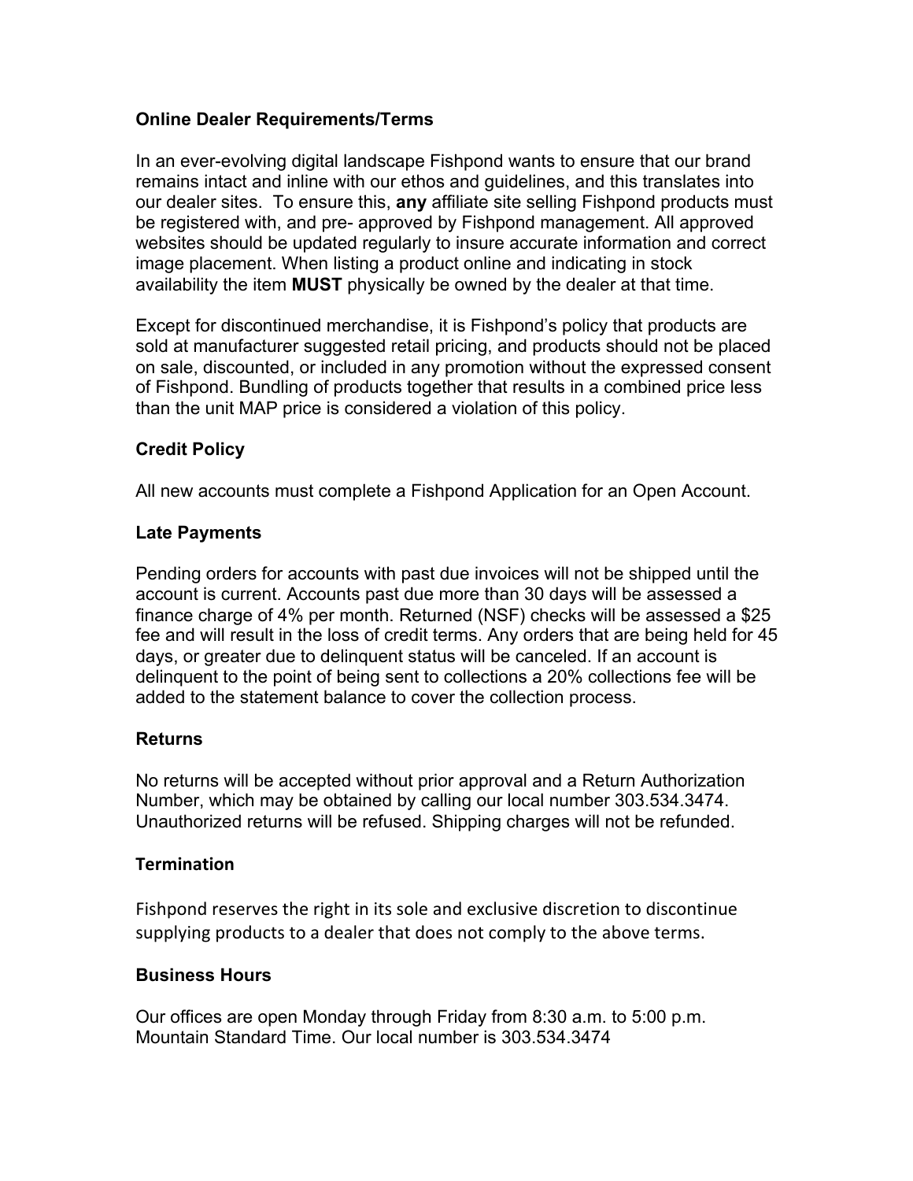**Online Dealer Requirements/Terms**

In an ever-evolving digital landscape Fishpond wants to ensure that our brand remains intact and inline with our ethos and guidelines, and this translates into our dealer sites. To ensure this, **any** affiliate site selling Fishpond products must be registered with, and pre- approved by Fishpond management. All approved websites should be updated regularly to insure accurate information and correct image placement. When listing a product online and indicating in stock availability the item **MUST** physically be owned by the dealer at that time.

Except for discontinued merchandise, it is Fishpond's policy that products are sold at manufacturer suggested retail pricing, and products should not be placed on sale, discounted, or included in any promotion without the expressed consent of Fishpond. Bundling of products together that results in a combined price less than the unit MAP price is considered a violation of this policy.

**Credit Policy**

All new accounts must complete a Fishpond Application for an Open Account.

**Late Payments**

Pending orders for accounts with past due invoices will not be shipped until the account is current. Accounts past due more than 30 days will be assessed a finance charge of 4% per month. Returned (NSF) checks will be assessed a $25 fee and will result in the loss of credit terms. Any orders that are being held for 45 days, or greater due to delinquent status will be canceled. If an account is delinquent to the point of being sent to collections a 20% collections fee will be added to the statement balance to cover the collection process.

**Returns**

No returns will be accepted without prior approval and a Return Authorization Number, which may be obtained by calling our local number 303.534.3474. Unauthorized returns will be refused. Shipping charges will not be refunded.

**Termination**

Fishpond reserves the right in its sole and exclusive discretion to discontinue supplying products to a dealer that does not comply to the above terms.

**Business Hours**

Our offices are open Monday through Friday from 8:30 a.m. to 5:00 p.m. Mountain Standard Time. Our local number is 303.534.3474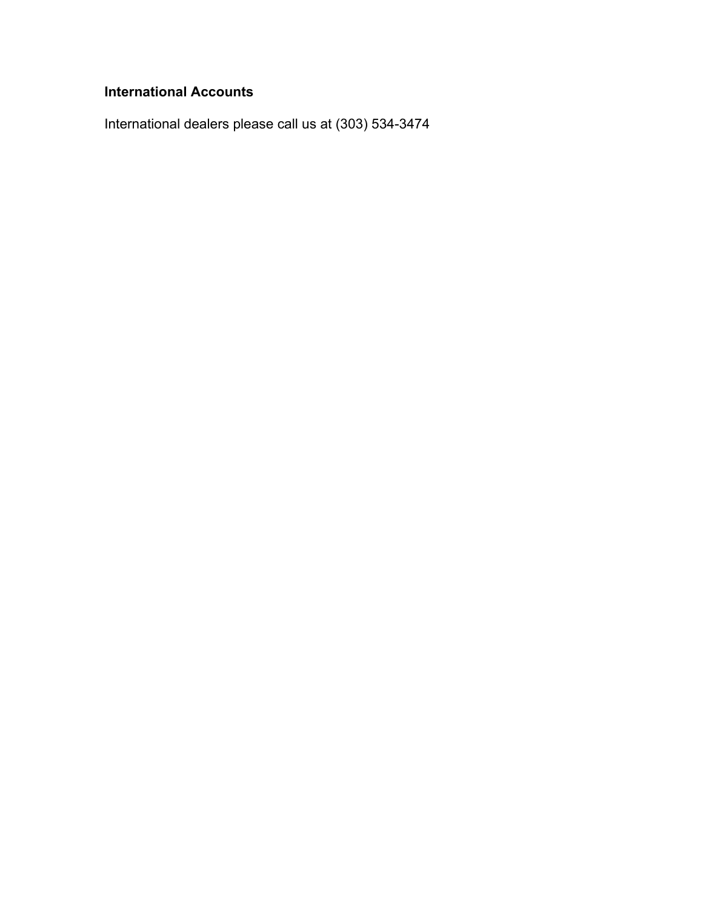**International Accounts**

International dealers please call us at (303) 534-3474